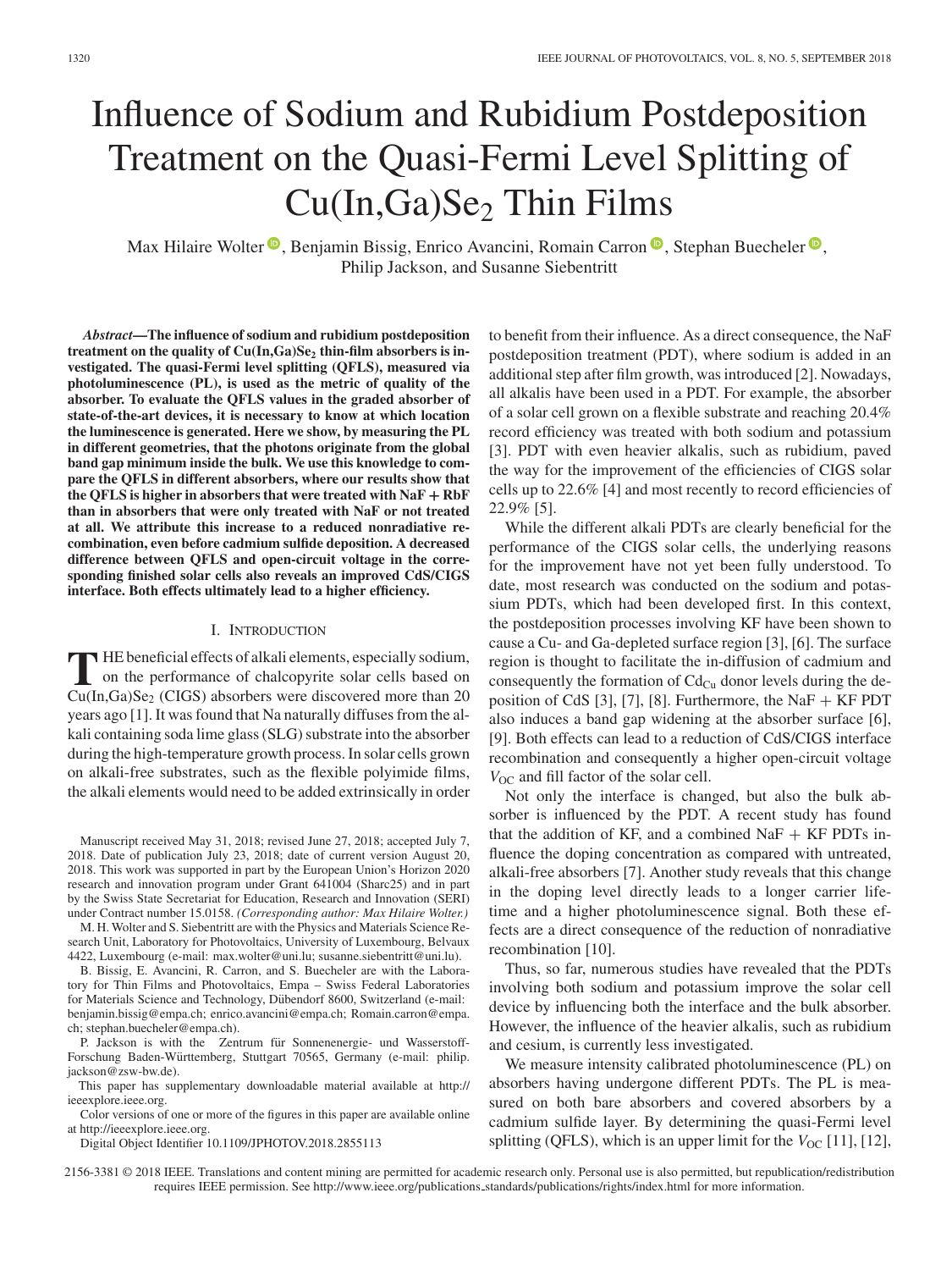# Influence of Sodium and Rubidium Postdeposition Treatment on the Quasi-Fermi Level Splitting of $Cu(In,Ga)Se_2$ Thin Films

Max Hilaire Wolter, Benjamin Bissig, Enrico Avancini, Romain Carron, Stephan Buecheler, Philip Jackson, and Susanne Siebentritt

***Abstract*—The influence of sodium and rubidium postdeposition treatment on the quality of $Cu(In,Ga)Se_2$ thin-film absorbers is investigated. The quasi-Fermi level splitting (QFLS), measured via photoluminescence (PL), is used as the metric of quality of the absorber. To evaluate the QFLS values in the graded absorber of state-of-the-art devices, it is necessary to know at which location the luminescence is generated. Here we show, by measuring the PL in different geometries, that the photons originate from the global band gap minimum inside the bulk. We use this knowledge to compare the QFLS in different absorbers, where our results show that the QFLS is higher in absorbers that were treated with NaF + RbF than in absorbers that were only treated with NaF or not treated at all. We attribute this increase to a reduced nonradiative recombination, even before cadmium sulfide deposition. A decreased difference between QFLS and open-circuit voltage in the corresponding finished solar cells also reveals an improved CdS/CIGS interface. Both effects ultimately lead to a higher efficiency.**

## I. Introduction

The beneficial effects of alkali elements, especially sodium, on the performance of chalcopyrite solar cells based on $Cu(In,Ga)Se_2$ (CIGS) absorbers were discovered more than 20 years ago [1]. It was found that Na naturally diffuses from the alkali containing soda lime glass (SLG) substrate into the absorber during the high-temperature growth process. In solar cells grown on alkali-free substrates, such as the flexible polyimide films, the alkali elements would need to be added extrinsically in order to benefit from their influence. As a direct consequence, the NaF postdeposition treatment (PDT), where sodium is added in an additional step after film growth, was introduced [2]. Nowadays, all alkalis have been used in a PDT. For example, the absorber of a solar cell grown on a flexible substrate and reaching 20.4% record efficiency was treated with both sodium and potassium [3]. PDT with even heavier alkalis, such as rubidium, paved the way for the improvement of the efficiencies of CIGS solar cells up to 22.6% [4] and most recently to record efficiencies of 22.9% [5].

While the different alkali PDTs are clearly beneficial for the performance of the CIGS solar cells, the underlying reasons for the improvement have not yet been fully understood. To date, most research was conducted on the sodium and potassium PDTs, which had been developed first. In this context, the postdeposition processes involving KF have been shown to cause a Cu- and Ga-depleted surface region [3], [6]. The surface region is thought to facilitate the in-diffusion of cadmium and consequently the formation of $Cd_{Cu}$ donor levels during the deposition of CdS [3], [7], [8]. Furthermore, the NaF + KF PDT also induces a band gap widening at the absorber surface [6], [9]. Both effects can lead to a reduction of CdS/CIGS interface recombination and consequently a higher open-circuit voltage $V_{OC}$ and fill factor of the solar cell.

Not only the interface is changed, but also the bulk absorber is influenced by the PDT. A recent study has found that the addition of KF, and a combined NaF + KF PDTs influence the doping concentration as compared with untreated, alkali-free absorbers [7]. Another study reveals that this change in the doping level directly leads to a longer carrier lifetime and a higher photoluminescence signal. Both these effects are a direct consequence of the reduction of nonradiative recombination [10].

Thus, so far, numerous studies have revealed that the PDTs involving both sodium and potassium improve the solar cell device by influencing both the interface and the bulk absorber. However, the influence of the heavier alkalis, such as rubidium and cesium, is currently less investigated.

We measure intensity calibrated photoluminescence (PL) on absorbers having undergone different PDTs. The PL is measured on both bare absorbers and covered absorbers by a cadmium sulfide layer. By determining the quasi-Fermi level splitting (QFLS), which is an upper limit for the $V_{OC}$ [11], [12],

---

Manuscript received May 31, 2018; revised June 27, 2018; accepted July 7, 2018. Date of publication July 23, 2018; date of current version August 20, 2018. This work was supported in part by the European Union's Horizon 2020 research and innovation program under Grant 641004 (Sharc25) and in part by the Swiss State Secretariat for Education, Research and Innovation (SERI) under Contract number 15.0158. *(Corresponding author: Max Hilaire Wolter.)*

M. H. Wolter and S. Siebentritt are with the Physics and Materials Science Research Unit, Laboratory for Photovoltaics, University of Luxembourg, Belvaux 4422, Luxembourg (e-mail: max.wolter@uni.lu; susanne.siebentritt@uni.lu).

B. Bissig, E. Avancini, R. Carron, and S. Buecheler are with the Laboratory for Thin Films and Photovoltaics, Empa – Swiss Federal Laboratories for Materials Science and Technology, Dübendorf 8600, Switzerland (e-mail: benjamin.bissig@empa.ch; enrico.avancini@empa.ch; Romain.carron@empa.ch; stephan.buecheler@empa.ch).

P. Jackson is with the Zentrum für Sonnenenergie- und Wasserstoff-Forschung Baden-Württemberg, Stuttgart 70565, Germany (e-mail: philip.jackson@zsw-bw.de).

This paper has supplementary downloadable material available at http://ieeexplore.ieee.org.

Color versions of one or more of the figures in this paper are available online at http://ieeexplore.ieee.org.

Digital Object Identifier 10.1109/JPHOTOV.2018.2855113

2156-3381 © 2018 IEEE. Translations and content mining are permitted for academic research only. Personal use is also permitted, but republication/redistribution requires IEEE permission. See http://www.ieee.org/publications_standards/publications/rights/index.html for more information.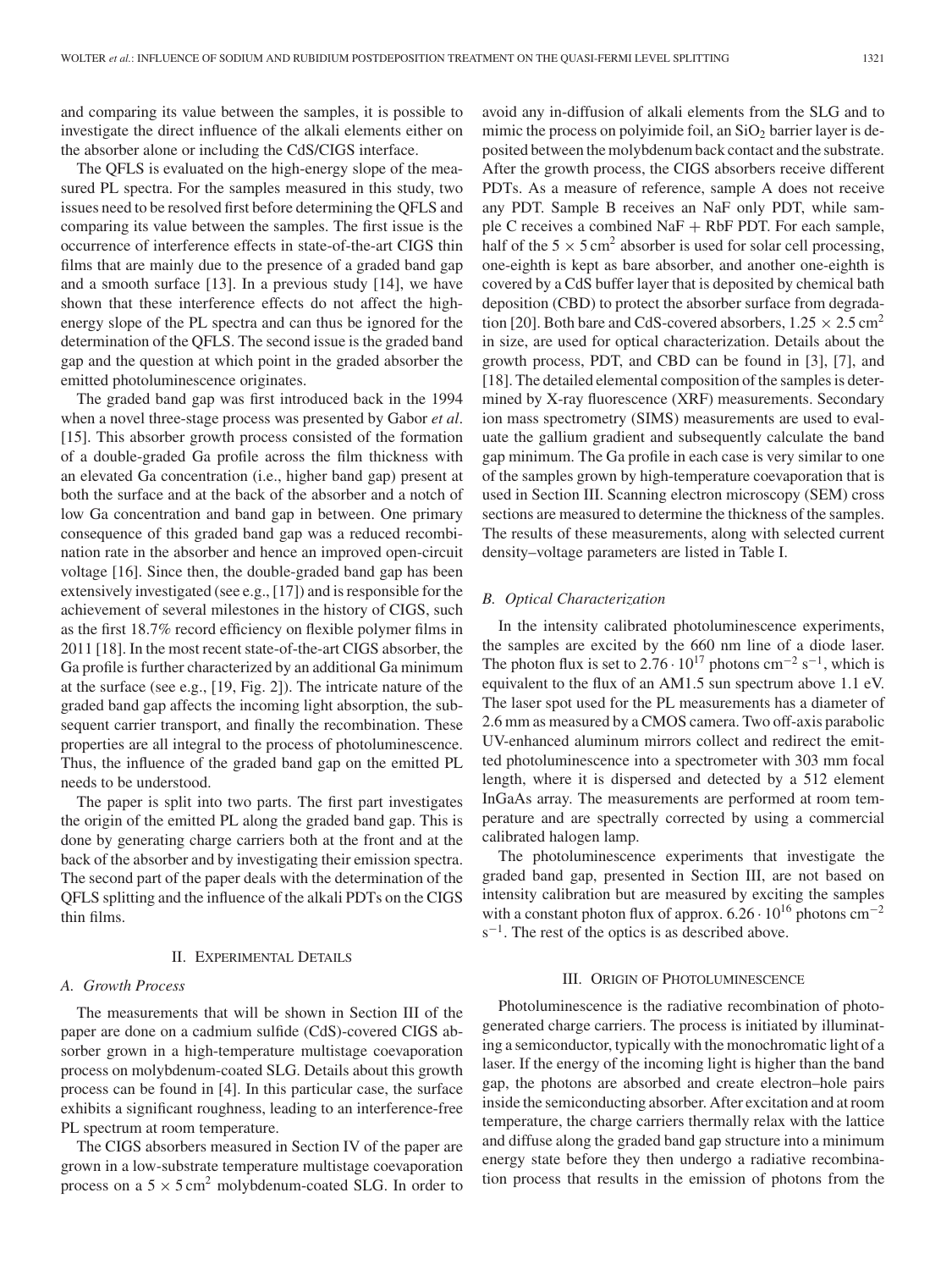and comparing its value between the samples, it is possible to investigate the direct influence of the alkali elements either on the absorber alone or including the CdS/CIGS interface.

The QFLS is evaluated on the high-energy slope of the measured PL spectra. For the samples measured in this study, two issues need to be resolved first before determining the QFLS and comparing its value between the samples. The first issue is the occurrence of interference effects in state-of-the-art CIGS thin films that are mainly due to the presence of a graded band gap and a smooth surface [13]. In a previous study [14], we have shown that these interference effects do not affect the high-energy slope of the PL spectra and can thus be ignored for the determination of the QFLS. The second issue is the graded band gap and the question at which point in the graded absorber the emitted photoluminescence originates.

The graded band gap was first introduced back in the 1994 when a novel three-stage process was presented by Gabor *et al*. [15]. This absorber growth process consisted of the formation of a double-graded Ga profile across the film thickness with an elevated Ga concentration (i.e., higher band gap) present at both the surface and at the back of the absorber and a notch of low Ga concentration and band gap in between. One primary consequence of this graded band gap was a reduced recombination rate in the absorber and hence an improved open-circuit voltage [16]. Since then, the double-graded band gap has been extensively investigated (see e.g., [17]) and is responsible for the achievement of several milestones in the history of CIGS, such as the first 18.7% record efficiency on flexible polymer films in 2011 [18]. In the most recent state-of-the-art CIGS absorber, the Ga profile is further characterized by an additional Ga minimum at the surface (see e.g., [19, Fig. 2]). The intricate nature of the graded band gap affects the incoming light absorption, the subsequent carrier transport, and finally the recombination. These properties are all integral to the process of photoluminescence. Thus, the influence of the graded band gap on the emitted PL needs to be understood.

The paper is split into two parts. The first part investigates the origin of the emitted PL along the graded band gap. This is done by generating charge carriers both at the front and at the back of the absorber and by investigating their emission spectra. The second part of the paper deals with the determination of the QFLS splitting and the influence of the alkali PDTs on the CIGS thin films.

## II. Experimental Details

### A. Growth Process

The measurements that will be shown in Section III of the paper are done on a cadmium sulfide (CdS)-covered CIGS absorber grown in a high-temperature multistage coevaporation process on molybdenum-coated SLG. Details about this growth process can be found in [4]. In this particular case, the surface exhibits a significant roughness, leading to an interference-free PL spectrum at room temperature.

The CIGS absorbers measured in Section IV of the paper are grown in a low-substrate temperature multistage coevaporation process on a $5 \times 5\,\text{cm}^2$ molybdenum-coated SLG. In order to avoid any in-diffusion of alkali elements from the SLG and to mimic the process on polyimide foil, an $SiO_2$ barrier layer is deposited between the molybdenum back contact and the substrate. After the growth process, the CIGS absorbers receive different PDTs. As a measure of reference, sample A does not receive any PDT. Sample B receives an NaF only PDT, while sample C receives a combined NaF + RbF PDT. For each sample, half of the $5 \times 5\,\text{cm}^2$ absorber is used for solar cell processing, one-eighth is kept as bare absorber, and another one-eighth is covered by a CdS buffer layer that is deposited by chemical bath deposition (CBD) to protect the absorber surface from degradation [20]. Both bare and CdS-covered absorbers, $1.25 \times 2.5\,\text{cm}^2$ in size, are used for optical characterization. Details about the growth process, PDT, and CBD can be found in [3], [7], and [18]. The detailed elemental composition of the samples is determined by X-ray fluorescence (XRF) measurements. Secondary ion mass spectrometry (SIMS) measurements are used to evaluate the gallium gradient and subsequently calculate the band gap minimum. The Ga profile in each case is very similar to one of the samples grown by high-temperature coevaporation that is used in Section III. Scanning electron microscopy (SEM) cross sections are measured to determine the thickness of the samples. The results of these measurements, along with selected current density–voltage parameters are listed in Table I.

### B. Optical Characterization

In the intensity calibrated photoluminescence experiments, the samples are excited by the 660 nm line of a diode laser. The photon flux is set to $2.76 \cdot 10^{17}$ photons $\text{cm}^{-2}\,\text{s}^{-1}$, which is equivalent to the flux of an AM1.5 sun spectrum above 1.1 eV. The laser spot used for the PL measurements has a diameter of 2.6 mm as measured by a CMOS camera. Two off-axis parabolic UV-enhanced aluminum mirrors collect and redirect the emitted photoluminescence into a spectrometer with 303 mm focal length, where it is dispersed and detected by a 512 element InGaAs array. The measurements are performed at room temperature and are spectrally corrected by using a commercial calibrated halogen lamp.

The photoluminescence experiments that investigate the graded band gap, presented in Section III, are not based on intensity calibration but are measured by exciting the samples with a constant photon flux of approx. $6.26 \cdot 10^{16}$ photons $\text{cm}^{-2}\,\text{s}^{-1}$. The rest of the optics is as described above.

## III. Origin of Photoluminescence

Photoluminescence is the radiative recombination of photogenerated charge carriers. The process is initiated by illuminating a semiconductor, typically with the monochromatic light of a laser. If the energy of the incoming light is higher than the band gap, the photons are absorbed and create electron–hole pairs inside the semiconducting absorber. After excitation and at room temperature, the charge carriers thermally relax with the lattice and diffuse along the graded band gap structure into a minimum energy state before they then undergo a radiative recombination process that results in the emission of photons from the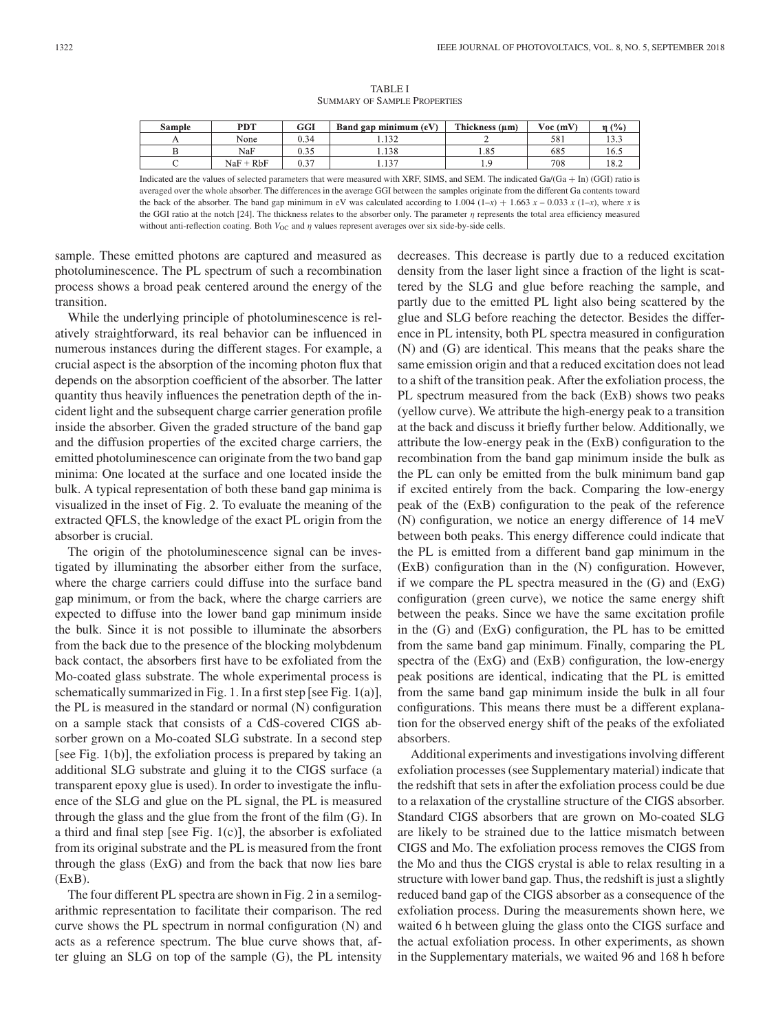TABLE I
SUMMARY OF SAMPLE PROPERTIES

| Sample | PDT | GGI | Band gap minimum (eV) | Thickness (μm) | Voc (mV) | η (%) |
|---|---|---|---|---|---|---|
| A | None | 0.34 | 1.132 | 2 | 581 | 13.3 |
| B | NaF | 0.35 | 1.138 | 1.85 | 685 | 16.5 |
| C | NaF + RbF | 0.37 | 1.137 | 1.9 | 708 | 18.2 |

Indicated are the values of selected parameters that were measured with XRF, SIMS, and SEM. The indicated Ga/(Ga + In) (GGI) ratio is averaged over the whole absorber. The differences in the average GGI between the samples originate from the different Ga contents toward the back of the absorber. The band gap minimum in eV was calculated according to $1.004\,(1{-}x) + 1.663\,x - 0.033\,x\,(1{-}x)$, where $x$ is the GGI ratio at the notch [24]. The thickness relates to the absorber only. The parameter $\eta$ represents the total area efficiency measured without anti-reflection coating. Both $V_{OC}$ and $\eta$ values represent averages over six side-by-side cells.

sample. These emitted photons are captured and measured as photoluminescence. The PL spectrum of such a recombination process shows a broad peak centered around the energy of the transition.

While the underlying principle of photoluminescence is relatively straightforward, its real behavior can be influenced in numerous instances during the different stages. For example, a crucial aspect is the absorption of the incoming photon flux that depends on the absorption coefficient of the absorber. The latter quantity thus heavily influences the penetration depth of the incident light and the subsequent charge carrier generation profile inside the absorber. Given the graded structure of the band gap and the diffusion properties of the excited charge carriers, the emitted photoluminescence can originate from the two band gap minima: One located at the surface and one located inside the bulk. A typical representation of both these band gap minima is visualized in the inset of Fig. 2. To evaluate the meaning of the extracted QFLS, the knowledge of the exact PL origin from the absorber is crucial.

The origin of the photoluminescence signal can be investigated by illuminating the absorber either from the surface, where the charge carriers could diffuse into the surface band gap minimum, or from the back, where the charge carriers are expected to diffuse into the lower band gap minimum inside the bulk. Since it is not possible to illuminate the absorbers from the back due to the presence of the blocking molybdenum back contact, the absorbers first have to be exfoliated from the Mo-coated glass substrate. The whole experimental process is schematically summarized in Fig. 1. In a first step [see Fig. 1(a)], the PL is measured in the standard or normal (N) configuration on a sample stack that consists of a CdS-covered CIGS absorber grown on a Mo-coated SLG substrate. In a second step [see Fig. 1(b)], the exfoliation process is prepared by taking an additional SLG substrate and gluing it to the CIGS surface (a transparent epoxy glue is used). In order to investigate the influence of the SLG and glue on the PL signal, the PL is measured through the glass and the glue from the front of the film (G). In a third and final step [see Fig. 1(c)], the absorber is exfoliated from its original substrate and the PL is measured from the front through the glass (ExG) and from the back that now lies bare (ExB).

The four different PL spectra are shown in Fig. 2 in a semilogarithmic representation to facilitate their comparison. The red curve shows the PL spectrum in normal configuration (N) and acts as a reference spectrum. The blue curve shows that, after gluing an SLG on top of the sample (G), the PL intensity decreases. This decrease is partly due to a reduced excitation density from the laser light since a fraction of the light is scattered by the SLG and glue before reaching the sample, and partly due to the emitted PL light also being scattered by the glue and SLG before reaching the detector. Besides the difference in PL intensity, both PL spectra measured in configuration (N) and (G) are identical. This means that the peaks share the same emission origin and that a reduced excitation does not lead to a shift of the transition peak. After the exfoliation process, the PL spectrum measured from the back (ExB) shows two peaks (yellow curve). We attribute the high-energy peak to a transition at the back and discuss it briefly further below. Additionally, we attribute the low-energy peak in the (ExB) configuration to the recombination from the band gap minimum inside the bulk as the PL can only be emitted from the bulk minimum band gap if excited entirely from the back. Comparing the low-energy peak of the (ExB) configuration to the peak of the reference (N) configuration, we notice an energy difference of 14 meV between both peaks. This energy difference could indicate that the PL is emitted from a different band gap minimum in the (ExB) configuration than in the (N) configuration. However, if we compare the PL spectra measured in the (G) and (ExG) configuration (green curve), we notice the same energy shift between the peaks. Since we have the same excitation profile in the (G) and (ExG) configuration, the PL has to be emitted from the same band gap minimum. Finally, comparing the PL spectra of the (ExG) and (ExB) configuration, the low-energy peak positions are identical, indicating that the PL is emitted from the same band gap minimum inside the bulk in all four configurations. This means there must be a different explanation for the observed energy shift of the peaks of the exfoliated absorbers.

Additional experiments and investigations involving different exfoliation processes (see Supplementary material) indicate that the redshift that sets in after the exfoliation process could be due to a relaxation of the crystalline structure of the CIGS absorber. Standard CIGS absorbers that are grown on Mo-coated SLG are likely to be strained due to the lattice mismatch between CIGS and Mo. The exfoliation process removes the CIGS from the Mo and thus the CIGS crystal is able to relax resulting in a structure with lower band gap. Thus, the redshift is just a slightly reduced band gap of the CIGS absorber as a consequence of the exfoliation process. During the measurements shown here, we waited 6 h between gluing the glass onto the CIGS surface and the actual exfoliation process. In other experiments, as shown in the Supplementary materials, we waited 96 and 168 h before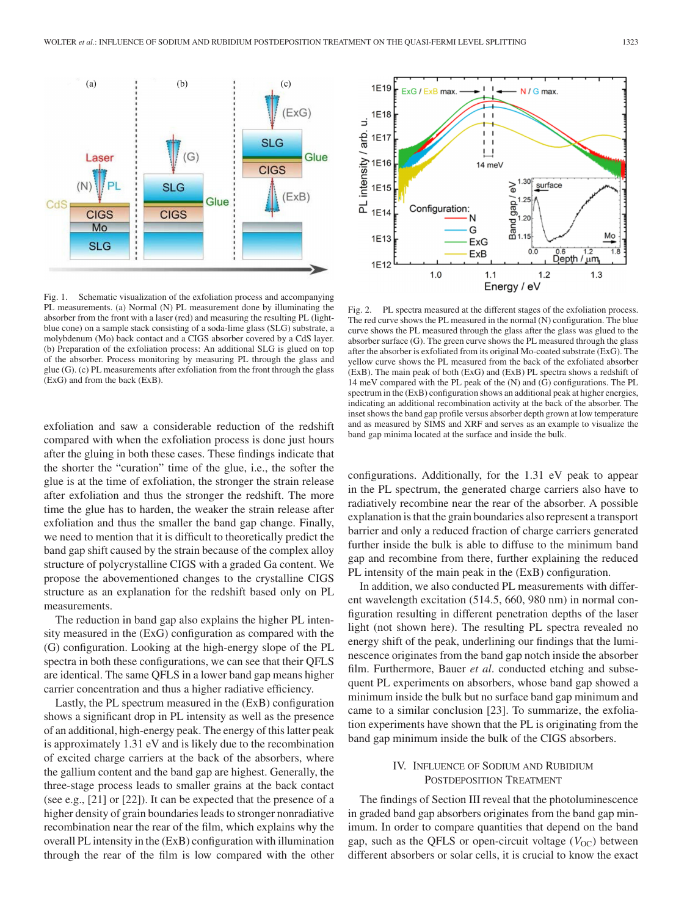Fig. 1. Schematic visualization of the exfoliation process and accompanying PL measurements. (a) Normal (N) PL measurement done by illuminating the absorber from the front with a laser (red) and measuring the resulting PL (light-blue cone) on a sample stack consisting of a soda-lime glass (SLG) substrate, a molybdenum (Mo) back contact and a CIGS absorber covered by a CdS layer. (b) Preparation of the exfoliation process: An additional SLG is glued on top of the absorber. Process monitoring by measuring PL through the glass and glue (G). (c) PL measurements after exfoliation from the front through the glass (ExG) and from the back (ExB).

Fig. 2. PL spectra measured at the different stages of the exfoliation process. The red curve shows the PL measured in the normal (N) configuration. The blue curve shows the PL measured through the glass after the glass was glued to the absorber surface (G). The green curve shows the PL measured through the glass after the absorber is exfoliated from its original Mo-coated substrate (ExG). The yellow curve shows the PL measured from the back of the exfoliated absorber (ExB). The main peak of both (ExG) and (ExB) PL spectra shows a redshift of 14 meV compared with the PL peak of the (N) and (G) configurations. The PL spectrum in the (ExB) configuration shows an additional peak at higher energies, indicating an additional recombination activity at the back of the absorber. The inset shows the band gap profile versus absorber depth grown at low temperature and as measured by SIMS and XRF and serves as an example to visualize the band gap minima located at the surface and inside the bulk.

exfoliation and saw a considerable reduction of the redshift compared with when the exfoliation process is done just hours after the gluing in both these cases. These findings indicate that the shorter the "curation" time of the glue, i.e., the softer the glue is at the time of exfoliation, the stronger the strain release after exfoliation and thus the stronger the redshift. The more time the glue has to harden, the weaker the strain release after exfoliation and thus the smaller the band gap change. Finally, we need to mention that it is difficult to theoretically predict the band gap shift caused by the strain because of the complex alloy structure of polycrystalline CIGS with a graded Ga content. We propose the abovementioned changes to the crystalline CIGS structure as an explanation for the redshift based only on PL measurements.

The reduction in band gap also explains the higher PL intensity measured in the (ExG) configuration as compared with the (G) configuration. Looking at the high-energy slope of the PL spectra in both these configurations, we can see that their QFLS are identical. The same QFLS in a lower band gap means higher carrier concentration and thus a higher radiative efficiency.

Lastly, the PL spectrum measured in the (ExB) configuration shows a significant drop in PL intensity as well as the presence of an additional, high-energy peak. The energy of this latter peak is approximately 1.31 eV and is likely due to the recombination of excited charge carriers at the back of the absorbers, where the gallium content and the band gap are highest. Generally, the three-stage process leads to smaller grains at the back contact (see e.g., [21] or [22]). It can be expected that the presence of a higher density of grain boundaries leads to stronger nonradiative recombination near the rear of the film, which explains why the overall PL intensity in the (ExB) configuration with illumination through the rear of the film is low compared with the other configurations. Additionally, for the 1.31 eV peak to appear in the PL spectrum, the generated charge carriers also have to radiatively recombine near the rear of the absorber. A possible explanation is that the grain boundaries also represent a transport barrier and only a reduced fraction of charge carriers generated further inside the bulk is able to diffuse to the minimum band gap and recombine from there, further explaining the reduced PL intensity of the main peak in the (ExB) configuration.

In addition, we also conducted PL measurements with different wavelength excitation (514.5, 660, 980 nm) in normal configuration resulting in different penetration depths of the laser light (not shown here). The resulting PL spectra revealed no energy shift of the peak, underlining our findings that the luminescence originates from the band gap notch inside the absorber film. Furthermore, Bauer *et al.* conducted etching and subsequent PL experiments on absorbers, whose band gap showed a minimum inside the bulk but no surface band gap minimum and came to a similar conclusion [23]. To summarize, the exfoliation experiments have shown that the PL is originating from the band gap minimum inside the bulk of the CIGS absorbers.

## IV. Influence of Sodium and Rubidium Postdeposition Treatment

The findings of Section III reveal that the photoluminescence in graded band gap absorbers originates from the band gap minimum. In order to compare quantities that depend on the band gap, such as the QFLS or open-circuit voltage ($V_{OC}$) between different absorbers or solar cells, it is crucial to know the exact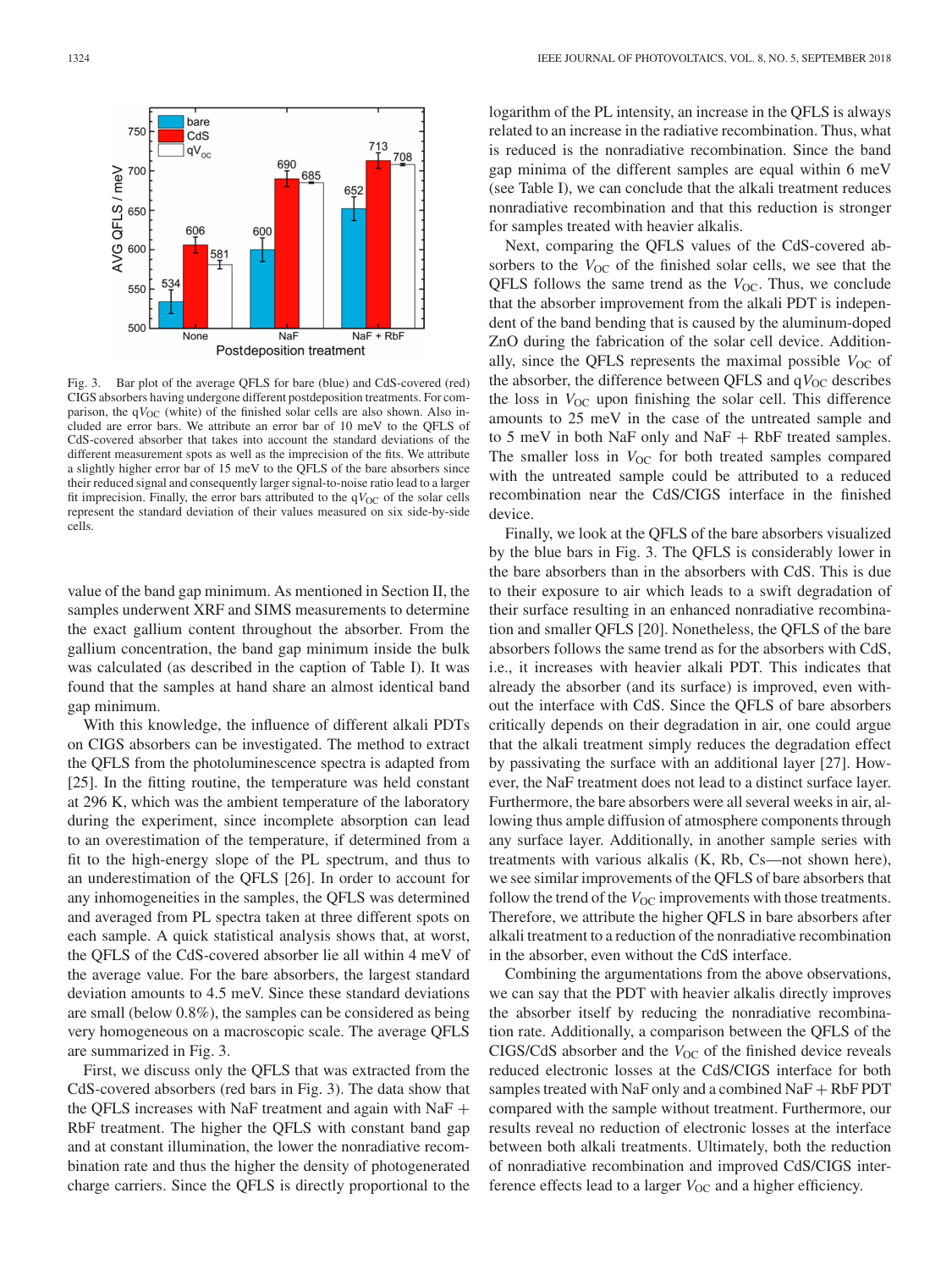Fig. 3. Bar plot of the average QFLS for bare (blue) and CdS-covered (red) CIGS absorbers having undergone different postdeposition treatments. For comparison, the q$V_{OC}$ (white) of the finished solar cells are also shown. Also included are error bars. We attribute an error bar of 10 meV to the QFLS of CdS-covered absorber that takes into account the standard deviations of the different measurement spots as well as the imprecision of the fits. We attribute a slightly higher error bar of 15 meV to the QFLS of the bare absorbers since their reduced signal and consequently larger signal-to-noise ratio lead to a larger fit imprecision. Finally, the error bars attributed to the q$V_{OC}$ of the solar cells represent the standard deviation of their values measured on six side-by-side cells.

value of the band gap minimum. As mentioned in Section II, the samples underwent XRF and SIMS measurements to determine the exact gallium content throughout the absorber. From the gallium concentration, the band gap minimum inside the bulk was calculated (as described in the caption of Table I). It was found that the samples at hand share an almost identical band gap minimum.

With this knowledge, the influence of different alkali PDTs on CIGS absorbers can be investigated. The method to extract the QFLS from the photoluminescence spectra is adapted from [25]. In the fitting routine, the temperature was held constant at 296 K, which was the ambient temperature of the laboratory during the experiment, since incomplete absorption can lead to an overestimation of the temperature, if determined from a fit to the high-energy slope of the PL spectrum, and thus to an underestimation of the QFLS [26]. In order to account for any inhomogeneities in the samples, the QFLS was determined and averaged from PL spectra taken at three different spots on each sample. A quick statistical analysis shows that, at worst, the QFLS of the CdS-covered absorber lie all within 4 meV of the average value. For the bare absorbers, the largest standard deviation amounts to 4.5 meV. Since these standard deviations are small (below 0.8%), the samples can be considered as being very homogeneous on a macroscopic scale. The average QFLS are summarized in Fig. 3.

First, we discuss only the QFLS that was extracted from the CdS-covered absorbers (red bars in Fig. 3). The data show that the QFLS increases with NaF treatment and again with NaF + RbF treatment. The higher the QFLS with constant band gap and at constant illumination, the lower the nonradiative recombination rate and thus the higher the density of photogenerated charge carriers. Since the QFLS is directly proportional to the logarithm of the PL intensity, an increase in the QFLS is always related to an increase in the radiative recombination. Thus, what is reduced is the nonradiative recombination. Since the band gap minima of the different samples are equal within 6 meV (see Table I), we can conclude that the alkali treatment reduces nonradiative recombination and that this reduction is stronger for samples treated with heavier alkalis.

Next, comparing the QFLS values of the CdS-covered absorbers to the $V_{OC}$ of the finished solar cells, we see that the QFLS follows the same trend as the $V_{OC}$. Thus, we conclude that the absorber improvement from the alkali PDT is independent of the band bending that is caused by the aluminum-doped ZnO during the fabrication of the solar cell device. Additionally, since the QFLS represents the maximal possible $V_{OC}$ of the absorber, the difference between QFLS and q$V_{OC}$ describes the loss in $V_{OC}$ upon finishing the solar cell. This difference amounts to 25 meV in the case of the untreated sample and to 5 meV in both NaF only and NaF + RbF treated samples. The smaller loss in $V_{OC}$ for both treated samples compared with the untreated sample could be attributed to a reduced recombination near the CdS/CIGS interface in the finished device.

Finally, we look at the QFLS of the bare absorbers visualized by the blue bars in Fig. 3. The QFLS is considerably lower in the bare absorbers than in the absorbers with CdS. This is due to their exposure to air which leads to a swift degradation of their surface resulting in an enhanced nonradiative recombination and smaller QFLS [20]. Nonetheless, the QFLS of the bare absorbers follows the same trend as for the absorbers with CdS, i.e., it increases with heavier alkali PDT. This indicates that already the absorber (and its surface) is improved, even without the interface with CdS. Since the QFLS of bare absorbers critically depends on their degradation in air, one could argue that the alkali treatment simply reduces the degradation effect by passivating the surface with an additional layer [27]. However, the NaF treatment does not lead to a distinct surface layer. Furthermore, the bare absorbers were all several weeks in air, allowing thus ample diffusion of atmosphere components through any surface layer. Additionally, in another sample series with treatments with various alkalis (K, Rb, Cs—not shown here), we see similar improvements of the QFLS of bare absorbers that follow the trend of the $V_{OC}$ improvements with those treatments. Therefore, we attribute the higher QFLS in bare absorbers after alkali treatment to a reduction of the nonradiative recombination in the absorber, even without the CdS interface.

Combining the argumentations from the above observations, we can say that the PDT with heavier alkalis directly improves the absorber itself by reducing the nonradiative recombination rate. Additionally, a comparison between the QFLS of the CIGS/CdS absorber and the $V_{OC}$ of the finished device reveals reduced electronic losses at the CdS/CIGS interface for both samples treated with NaF only and a combined NaF + RbF PDT compared with the sample without treatment. Furthermore, our results reveal no reduction of electronic losses at the interface between both alkali treatments. Ultimately, both the reduction of nonradiative recombination and improved CdS/CIGS interference effects lead to a larger $V_{OC}$ and a higher efficiency.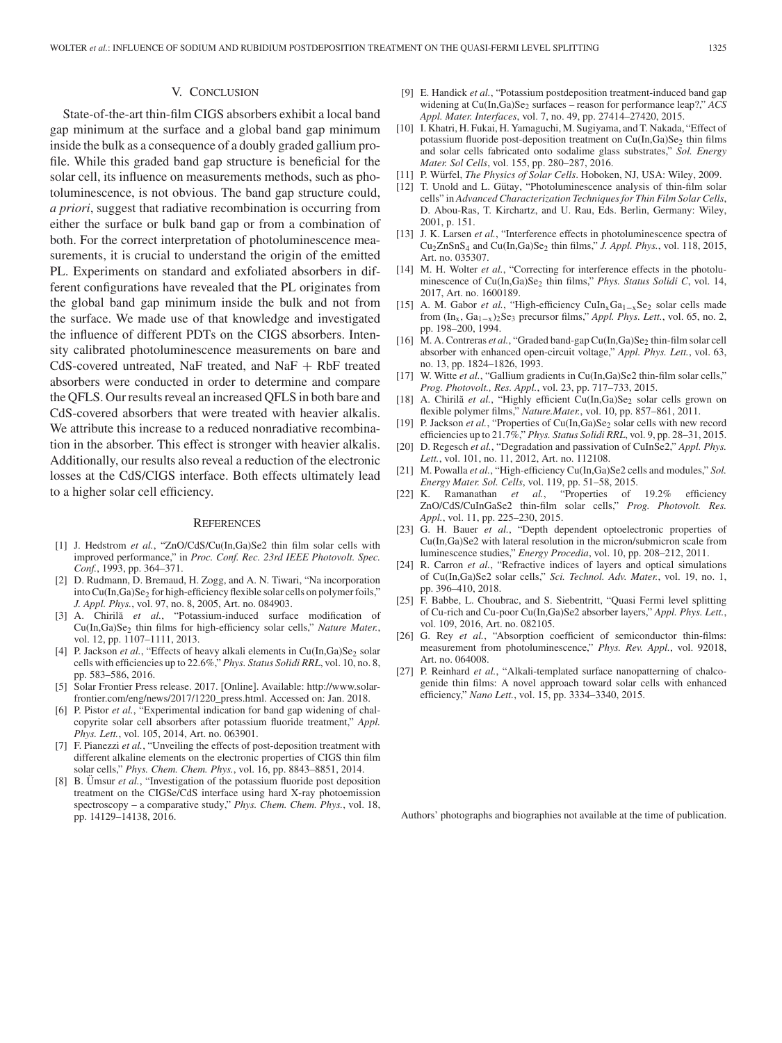## V. Conclusion

State-of-the-art thin-film CIGS absorbers exhibit a local band gap minimum at the surface and a global band gap minimum inside the bulk as a consequence of a doubly graded gallium profile. While this graded band gap structure is beneficial for the solar cell, its influence on measurements methods, such as photoluminescence, is not obvious. The band gap structure could, *a priori*, suggest that radiative recombination is occurring from either the surface or bulk band gap or from a combination of both. For the correct interpretation of photoluminescence measurements, it is crucial to understand the origin of the emitted PL. Experiments on standard and exfoliated absorbers in different configurations have revealed that the PL originates from the global band gap minimum inside the bulk and not from the surface. We made use of that knowledge and investigated the influence of different PDTs on the CIGS absorbers. Intensity calibrated photoluminescence measurements on bare and CdS-covered untreated, NaF treated, and NaF + RbF treated absorbers were conducted in order to determine and compare the QFLS. Our results reveal an increased QFLS in both bare and CdS-covered absorbers that were treated with heavier alkalis. We attribute this increase to a reduced nonradiative recombination in the absorber. This effect is stronger with heavier alkalis. Additionally, our results also reveal a reduction of the electronic losses at the CdS/CIGS interface. Both effects ultimately lead to a higher solar cell efficiency.

## References

[1] J. Hedstrom *et al.*, "ZnO/CdS/Cu(In,Ga)Se2 thin film solar cells with improved performance," in *Proc. Conf. Rec. 23rd IEEE Photovolt. Spec. Conf.*, 1993, pp. 364–371.

[2] D. Rudmann, D. Bremaud, H. Zogg, and A. N. Tiwari, "Na incorporation into Cu(In,Ga)$Se_2$ for high-efficiency flexible solar cells on polymer foils," *J. Appl. Phys.*, vol. 97, no. 8, 2005, Art. no. 084903.

[3] A. Chirilă *et al.*, "Potassium-induced surface modification of Cu(In,Ga)$Se_2$ thin films for high-efficiency solar cells," *Nature Mater.*, vol. 12, pp. 1107–1111, 2013.

[4] P. Jackson *et al.*, "Effects of heavy alkali elements in Cu(In,Ga)$Se_2$ solar cells with efficiencies up to 22.6%," *Phys. Status Solidi RRL*, vol. 10, no. 8, pp. 583–586, 2016.

[5] Solar Frontier Press release. 2017. [Online]. Available: http://www.solar-frontier.com/eng/news/2017/1220_press.html. Accessed on: Jan. 2018.

[6] P. Pistor *et al.*, "Experimental indication for band gap widening of chalcopyrite solar cell absorbers after potassium fluoride treatment," *Appl. Phys. Lett.*, vol. 105, 2014, Art. no. 063901.

[7] F. Pianezzi *et al.*, "Unveiling the effects of post-deposition treatment with different alkaline elements on the electronic properties of CIGS thin film solar cells," *Phys. Chem. Chem. Phys.*, vol. 16, pp. 8843–8851, 2014.

[8] B. Ümsur *et al.*, "Investigation of the potassium fluoride post deposition treatment on the CIGSe/CdS interface using hard X-ray photoemission spectroscopy – a comparative study," *Phys. Chem. Chem. Phys.*, vol. 18, pp. 14129–14138, 2016.

[9] E. Handick *et al.*, "Potassium postdeposition treatment-induced band gap widening at Cu(In,Ga)$Se_2$ surfaces – reason for performance leap?," *ACS Appl. Mater. Interfaces*, vol. 7, no. 49, pp. 27414–27420, 2015.

[10] I. Khatri, H. Fukai, H. Yamaguchi, M. Sugiyama, and T. Nakada, "Effect of potassium fluoride post-deposition treatment on Cu(In,Ga)$Se_2$ thin films and solar cells fabricated onto sodalime glass substrates," *Sol. Energy Mater. Sol Cells*, vol. 155, pp. 280–287, 2016.

[11] P. Würfel, *The Physics of Solar Cells*. Hoboken, NJ, USA: Wiley, 2009.

[12] T. Unold and L. Gütay, "Photoluminescence analysis of thin-film solar cells" in *Advanced Characterization Techniques for Thin Film Solar Cells*, D. Abou-Ras, T. Kirchartz, and U. Rau, Eds. Berlin, Germany: Wiley, 2001, p. 151.

[13] J. K. Larsen *et al.*, "Interference effects in photoluminescence spectra of $Cu_2ZnSnS_4$ and Cu(In,Ga)$Se_2$ thin films," *J. Appl. Phys.*, vol. 118, 2015, Art. no. 035307.

[14] M. H. Wolter *et al.*, "Correcting for interference effects in the photoluminescence of Cu(In,Ga)$Se_2$ thin films," *Phys. Status Solidi C*, vol. 14, 2017, Art. no. 1600189.

[15] A. M. Gabor *et al.*, "High-efficiency $CuIn_xGa_{1-x}Se_2$ solar cells made from $(In_x, Ga_{1-x})_2Se_3$ precursor films," *Appl. Phys. Lett.*, vol. 65, no. 2, pp. 198–200, 1994.

[16] M. A. Contreras *et al.*, "Graded band-gap Cu(In,Ga)$Se_2$ thin-film solar cell absorber with enhanced open-circuit voltage," *Appl. Phys. Lett.*, vol. 63, no. 13, pp. 1824–1826, 1993.

[17] W. Witte *et al.*, "Gallium gradients in Cu(In,Ga)Se2 thin-film solar cells," *Prog. Photovolt., Res. Appl.*, vol. 23, pp. 717–733, 2015.

[18] A. Chirilă *et al.*, "Highly efficient Cu(In,Ga)$Se_2$ solar cells grown on flexible polymer films," *Nature.Mater.*, vol. 10, pp. 857–861, 2011.

[19] P. Jackson *et al.*, "Properties of Cu(In,Ga)$Se_2$ solar cells with new record efficiencies up to 21.7%," *Phys. Status Solidi RRL*, vol. 9, pp. 28–31, 2015.

[20] D. Regesch *et al.*, "Degradation and passivation of CuInSe2," *Appl. Phys. Lett.*, vol. 101, no. 11, 2012, Art. no. 112108.

[21] M. Powalla *et al.*, "High-efficiency Cu(In,Ga)Se2 cells and modules," *Sol. Energy Mater. Sol. Cells*, vol. 119, pp. 51–58, 2015.

[22] K. Ramanathan *et al.*, "Properties of 19.2% efficiency ZnO/CdS/CuInGaSe2 thin-film solar cells," *Prog. Photovolt. Res. Appl.*, vol. 11, pp. 225–230, 2015.

[23] G. H. Bauer *et al.*, "Depth dependent optoelectronic properties of Cu(In,Ga)Se2 with lateral resolution in the micron/submicron scale from luminescence studies," *Energy Procedia*, vol. 10, pp. 208–212, 2011.

[24] R. Carron *et al.*, "Refractive indices of layers and optical simulations of Cu(In,Ga)Se2 solar cells," *Sci. Technol. Adv. Mater.*, vol. 19, no. 1, pp. 396–410, 2018.

[25] F. Babbe, L. Choubrac, and S. Siebentritt, "Quasi Fermi level splitting of Cu-rich and Cu-poor Cu(In,Ga)Se2 absorber layers," *Appl. Phys. Lett.*, vol. 109, 2016, Art. no. 082105.

[26] G. Rey *et al.*, "Absorption coefficient of semiconductor thin-films: measurement from photoluminescence," *Phys. Rev. Appl.*, vol. 92018, Art. no. 064008.

[27] P. Reinhard *et al.*, "Alkali-templated surface nanopatterning of chalcogenide thin films: A novel approach toward solar cells with enhanced efficiency," *Nano Lett.*, vol. 15, pp. 3334–3340, 2015.

Authors' photographs and biographies not available at the time of publication.